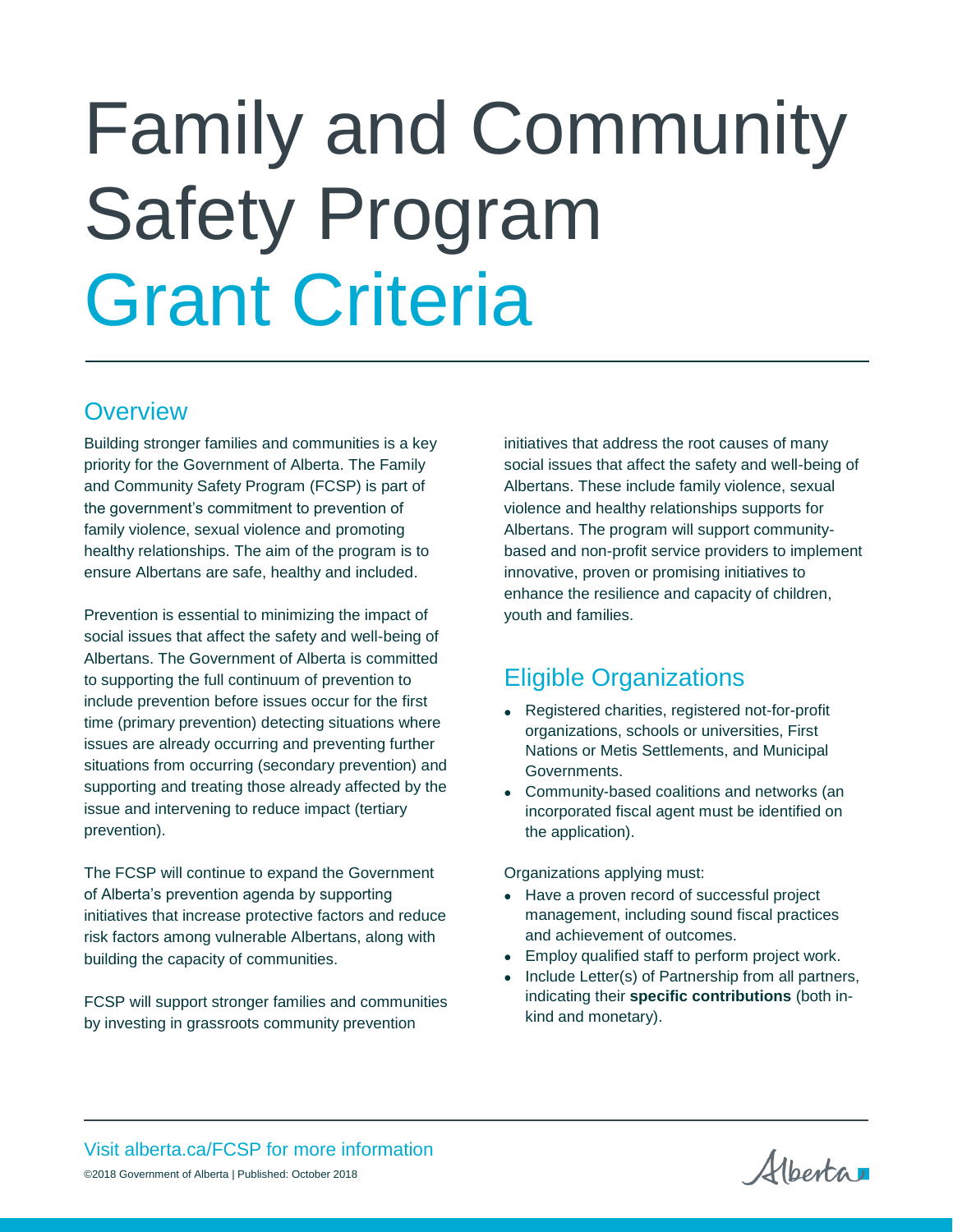# Family and Community Safety Program Grant Criteria

## Overview

Building stronger families and communities is a key priority for the Government of Alberta. The Family and Community Safety Program (FCSP) is part of the government's commitment to prevention of family violence, sexual violence and promoting healthy relationships. The aim of the program is to ensure Albertans are safe, healthy and included.

Prevention is essential to minimizing the impact of social issues that affect the safety and well-being of Albertans. The Government of Alberta is committed to supporting the full continuum of prevention to include prevention before issues occur for the first time (primary prevention) detecting situations where issues are already occurring and preventing further situations from occurring (secondary prevention) and supporting and treating those already affected by the issue and intervening to reduce impact (tertiary prevention).

The FCSP will continue to expand the Government of Alberta's prevention agenda by supporting initiatives that increase protective factors and reduce risk factors among vulnerable Albertans, along with building the capacity of communities.

FCSP will support stronger families and communities by investing in grassroots community prevention initiatives that address the root causes of many social issues that affect the safety and well-being of Albertans. These include family violence, sexual violence and healthy relationships supports for Albertans. The program will support community-based and non-profit service providers to implement innovative, proven or promising initiatives to enhance the resilience and capacity of children, youth and families.

## Eligible Organizations

- Registered charities, registered not-for-profit organizations, schools or universities, First Nations or Metis Settlements, and Municipal Governments.
- Community-based coalitions and networks (an incorporated fiscal agent must be identified on the application).

Organizations applying must:

- Have a proven record of successful project management, including sound fiscal practices and achievement of outcomes.
- Employ qualified staff to perform project work.
- Include Letter(s) of Partnership from all partners, indicating their **specific contributions** (both in-kind and monetary).

Visit alberta.ca/FCSP for more information

©2018 Government of Alberta | Published: October 2018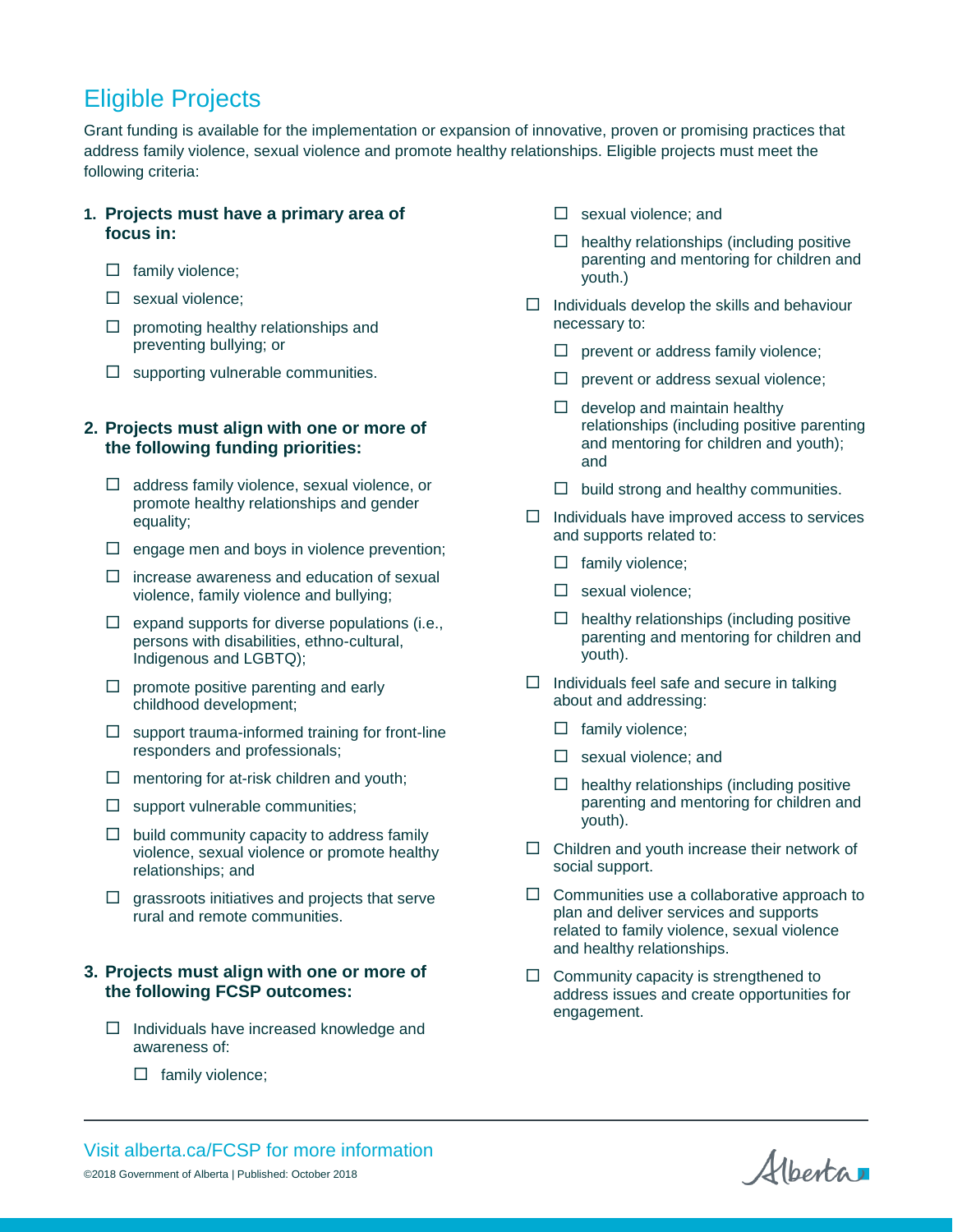# Eligible Projects

Grant funding is available for the implementation or expansion of innovative, proven or promising practices that address family violence, sexual violence and promote healthy relationships. Eligible projects must meet the following criteria:

**1. Projects must have a primary area of focus in:**

- ☐ family violence;
- ☐ sexual violence;
- ☐ promoting healthy relationships and preventing bullying; or
- ☐ supporting vulnerable communities.

**2. Projects must align with one or more of the following funding priorities:**

- ☐ address family violence, sexual violence, or promote healthy relationships and gender equality;
- ☐ engage men and boys in violence prevention;
- ☐ increase awareness and education of sexual violence, family violence and bullying;
- ☐ expand supports for diverse populations (i.e., persons with disabilities, ethno-cultural, Indigenous and LGBTQ);
- ☐ promote positive parenting and early childhood development;
- ☐ support trauma-informed training for front-line responders and professionals;
- ☐ mentoring for at-risk children and youth;
- ☐ support vulnerable communities;
- ☐ build community capacity to address family violence, sexual violence or promote healthy relationships; and
- ☐ grassroots initiatives and projects that serve rural and remote communities.

**3. Projects must align with one or more of the following FCSP outcomes:**

- ☐ Individuals have increased knowledge and awareness of:
  - ☐ family violence;
  - ☐ sexual violence; and
  - ☐ healthy relationships (including positive parenting and mentoring for children and youth.)
- ☐ Individuals develop the skills and behaviour necessary to:
  - ☐ prevent or address family violence;
  - ☐ prevent or address sexual violence;
  - ☐ develop and maintain healthy relationships (including positive parenting and mentoring for children and youth); and
  - ☐ build strong and healthy communities.
- ☐ Individuals have improved access to services and supports related to:
  - ☐ family violence;
  - ☐ sexual violence;
  - ☐ healthy relationships (including positive parenting and mentoring for children and youth).
- ☐ Individuals feel safe and secure in talking about and addressing:
  - ☐ family violence;
  - ☐ sexual violence; and
  - ☐ healthy relationships (including positive parenting and mentoring for children and youth).
- ☐ Children and youth increase their network of social support.
- ☐ Communities use a collaborative approach to plan and deliver services and supports related to family violence, sexual violence and healthy relationships.
- ☐ Community capacity is strengthened to address issues and create opportunities for engagement.

Visit alberta.ca/FCSP for more information

©2018 Government of Alberta | Published: October 2018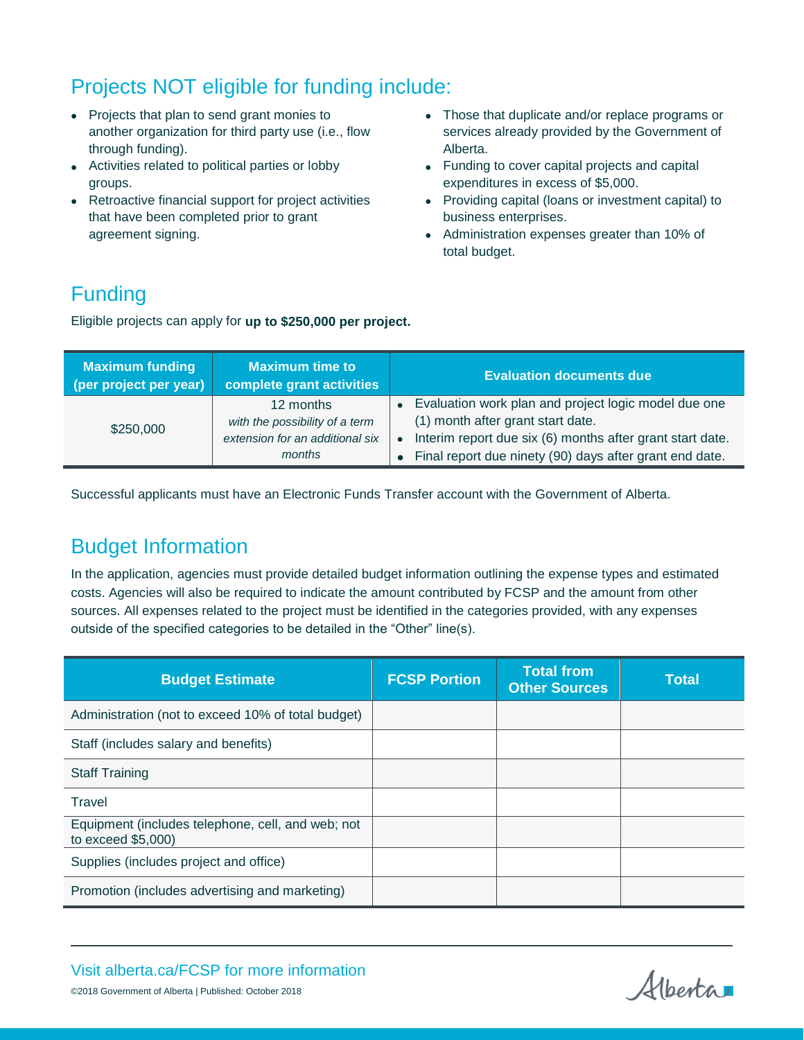## Projects NOT eligible for funding include:

- Projects that plan to send grant monies to another organization for third party use (i.e., flow through funding).
- Activities related to political parties or lobby groups.
- Retroactive financial support for project activities that have been completed prior to grant agreement signing.
- Those that duplicate and/or replace programs or services already provided by the Government of Alberta.
- Funding to cover capital projects and capital expenditures in excess of $5,000.
- Providing capital (loans or investment capital) to business enterprises.
- Administration expenses greater than 10% of total budget.

## Funding

Eligible projects can apply for **up to $250,000 per project.**

| Maximum funding (per project per year) | Maximum time to complete grant activities | Evaluation documents due |
|---|---|---|
| $250,000 | 12 months *with the possibility of a term extension for an additional six months* | • Evaluation work plan and project logic model due one (1) month after grant start date. • Interim report due six (6) months after grant start date. • Final report due ninety (90) days after grant end date. |

Successful applicants must have an Electronic Funds Transfer account with the Government of Alberta.

## Budget Information

In the application, agencies must provide detailed budget information outlining the expense types and estimated costs. Agencies will also be required to indicate the amount contributed by FCSP and the amount from other sources. All expenses related to the project must be identified in the categories provided, with any expenses outside of the specified categories to be detailed in the "Other" line(s).

| Budget Estimate | FCSP Portion | Total from Other Sources | Total |
|---|---|---|---|
| Administration (not to exceed 10% of total budget) | | | |
| Staff (includes salary and benefits) | | | |
| Staff Training | | | |
| Travel | | | |
| Equipment (includes telephone, cell, and web; not to exceed $5,000) | | | |
| Supplies (includes project and office) | | | |
| Promotion (includes advertising and marketing) | | | |

Visit alberta.ca/FCSP for more information

©2018 Government of Alberta | Published: October 2018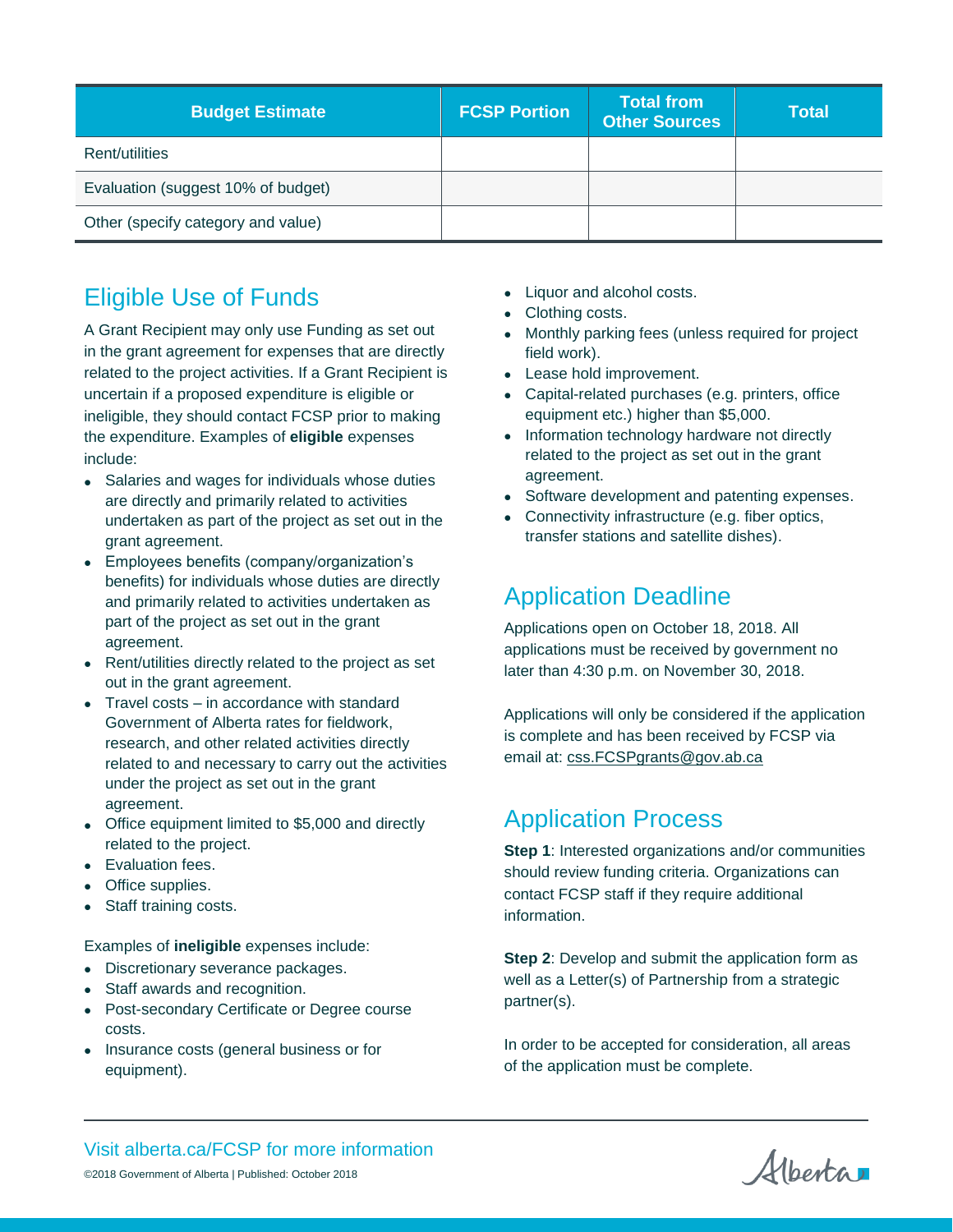| Budget Estimate | FCSP Portion | Total from Other Sources | Total |
|---|---|---|---|
| Rent/utilities | | | |
| Evaluation (suggest 10% of budget) | | | |
| Other (specify category and value) | | | |

## Eligible Use of Funds

A Grant Recipient may only use Funding as set out in the grant agreement for expenses that are directly related to the project activities. If a Grant Recipient is uncertain if a proposed expenditure is eligible or ineligible, they should contact FCSP prior to making the expenditure. Examples of **eligible** expenses include:

- Salaries and wages for individuals whose duties are directly and primarily related to activities undertaken as part of the project as set out in the grant agreement.
- Employees benefits (company/organization's benefits) for individuals whose duties are directly and primarily related to activities undertaken as part of the project as set out in the grant agreement.
- Rent/utilities directly related to the project as set out in the grant agreement.
- Travel costs – in accordance with standard Government of Alberta rates for fieldwork, research, and other related activities directly related to and necessary to carry out the activities under the project as set out in the grant agreement.
- Office equipment limited to $5,000 and directly related to the project.
- Evaluation fees.
- Office supplies.
- Staff training costs.

Examples of **ineligible** expenses include:

- Discretionary severance packages.
- Staff awards and recognition.
- Post-secondary Certificate or Degree course costs.
- Insurance costs (general business or for equipment).
- Liquor and alcohol costs.
- Clothing costs.
- Monthly parking fees (unless required for project field work).
- Lease hold improvement.
- Capital-related purchases (e.g. printers, office equipment etc.) higher than $5,000.
- Information technology hardware not directly related to the project as set out in the grant agreement.
- Software development and patenting expenses.
- Connectivity infrastructure (e.g. fiber optics, transfer stations and satellite dishes).

## Application Deadline

Applications open on October 18, 2018. All applications must be received by government no later than 4:30 p.m. on November 30, 2018.

Applications will only be considered if the application is complete and has been received by FCSP via email at: css.FCSPgrants@gov.ab.ca

## Application Process

**Step 1**: Interested organizations and/or communities should review funding criteria. Organizations can contact FCSP staff if they require additional information.

**Step 2**: Develop and submit the application form as well as a Letter(s) of Partnership from a strategic partner(s).

In order to be accepted for consideration, all areas of the application must be complete.

Visit alberta.ca/FCSP for more information

©2018 Government of Alberta | Published: October 2018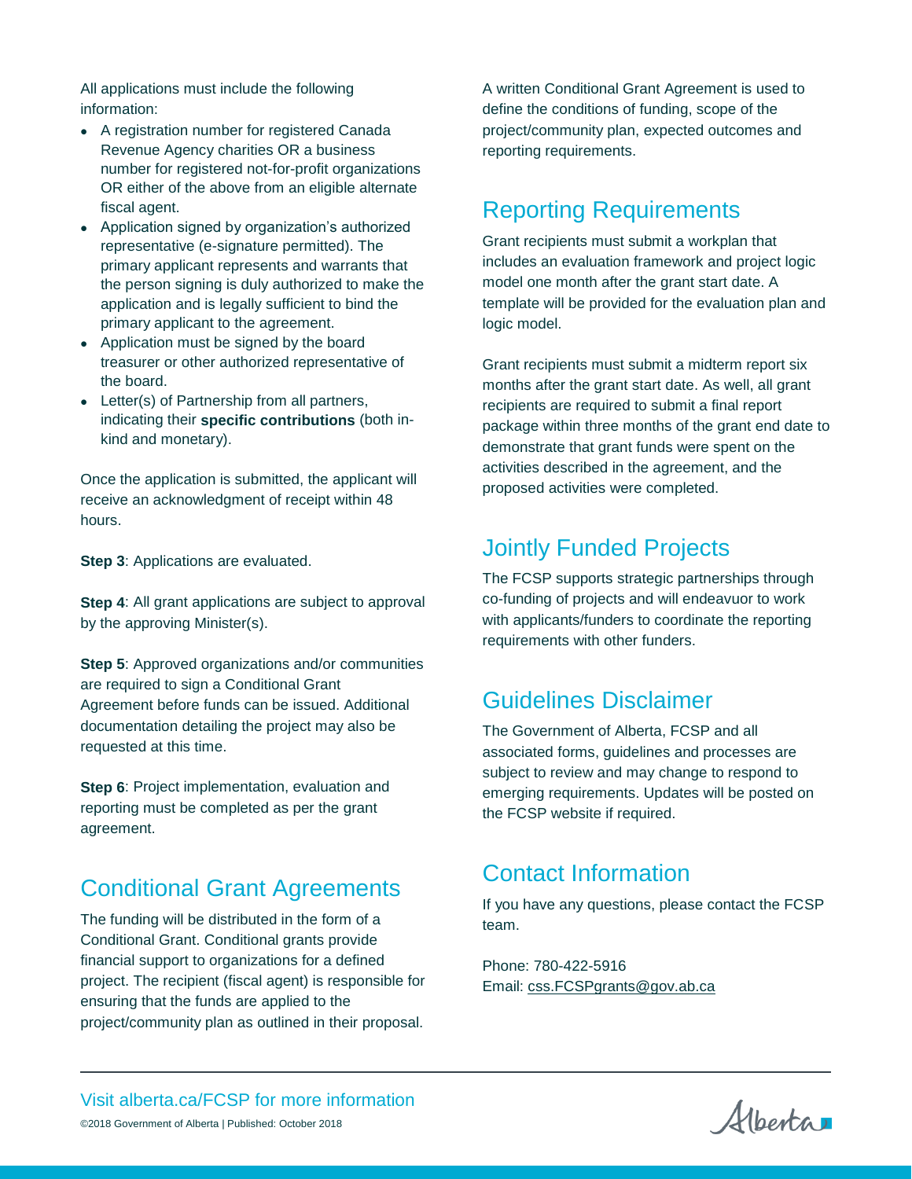All applications must include the following information:

- A registration number for registered Canada Revenue Agency charities OR a business number for registered not-for-profit organizations OR either of the above from an eligible alternate fiscal agent.
- Application signed by organization's authorized representative (e-signature permitted). The primary applicant represents and warrants that the person signing is duly authorized to make the application and is legally sufficient to bind the primary applicant to the agreement.
- Application must be signed by the board treasurer or other authorized representative of the board.
- Letter(s) of Partnership from all partners, indicating their **specific contributions** (both in-kind and monetary).

Once the application is submitted, the applicant will receive an acknowledgment of receipt within 48 hours.

**Step 3**: Applications are evaluated.

**Step 4**: All grant applications are subject to approval by the approving Minister(s).

**Step 5**: Approved organizations and/or communities are required to sign a Conditional Grant Agreement before funds can be issued. Additional documentation detailing the project may also be requested at this time.

**Step 6**: Project implementation, evaluation and reporting must be completed as per the grant agreement.

## Conditional Grant Agreements

The funding will be distributed in the form of a Conditional Grant. Conditional grants provide financial support to organizations for a defined project. The recipient (fiscal agent) is responsible for ensuring that the funds are applied to the project/community plan as outlined in their proposal.

A written Conditional Grant Agreement is used to define the conditions of funding, scope of the project/community plan, expected outcomes and reporting requirements.

## Reporting Requirements

Grant recipients must submit a workplan that includes an evaluation framework and project logic model one month after the grant start date. A template will be provided for the evaluation plan and logic model.

Grant recipients must submit a midterm report six months after the grant start date. As well, all grant recipients are required to submit a final report package within three months of the grant end date to demonstrate that grant funds were spent on the activities described in the agreement, and the proposed activities were completed.

## Jointly Funded Projects

The FCSP supports strategic partnerships through co-funding of projects and will endeavuor to work with applicants/funders to coordinate the reporting requirements with other funders.

## Guidelines Disclaimer

The Government of Alberta, FCSP and all associated forms, guidelines and processes are subject to review and may change to respond to emerging requirements. Updates will be posted on the FCSP website if required.

## Contact Information

If you have any questions, please contact the FCSP team.

Phone: 780-422-5916
Email: css.FCSPgrants@gov.ab.ca

Visit alberta.ca/FCSP for more information

©2018 Government of Alberta | Published: October 2018